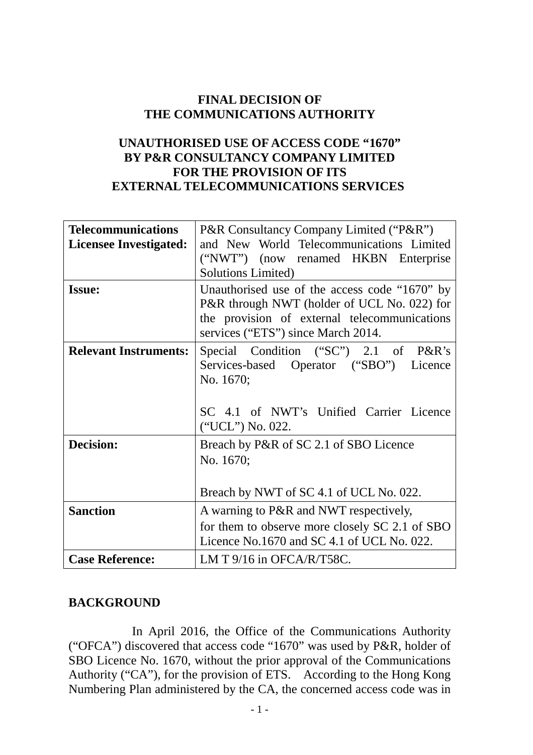# FINAL DECISION OF THE COMMUNICATIONS AUTHORITY

## UNAUTHORISED USE OF ACCESS CODE "1670" BY P&R CONSULTANCY COMPANY LIMITED FOR THE PROVISION OF ITS EXTERNAL TELECOMMUNICATIONS SERVICES

| | |
|---|---|
| **Telecommunications Licensee Investigated:** | P&R Consultancy Company Limited ("P&R") and New World Telecommunications Limited ("NWT") (now renamed HKBN Enterprise Solutions Limited) |
| **Issue:** | Unauthorised use of the access code "1670" by P&R through NWT (holder of UCL No. 022) for the provision of external telecommunications services ("ETS") since March 2014. |
| **Relevant Instruments:** | Special Condition ("SC") 2.1 of P&R's Services-based Operator ("SBO") Licence No. 1670;<br><br>SC 4.1 of NWT's Unified Carrier Licence ("UCL") No. 022. |
| **Decision:** | Breach by P&R of SC 2.1 of SBO Licence No. 1670;<br><br>Breach by NWT of SC 4.1 of UCL No. 022. |
| **Sanction** | A warning to P&R and NWT respectively, for them to observe more closely SC 2.1 of SBO Licence No.1670 and SC 4.1 of UCL No. 022. |
| **Case Reference:** | LM T 9/16 in OFCA/R/T58C. |

## BACKGROUND

In April 2016, the Office of the Communications Authority ("OFCA") discovered that access code "1670" was used by P&R, holder of SBO Licence No. 1670, without the prior approval of the Communications Authority ("CA"), for the provision of ETS. According to the Hong Kong Numbering Plan administered by the CA, the concerned access code was in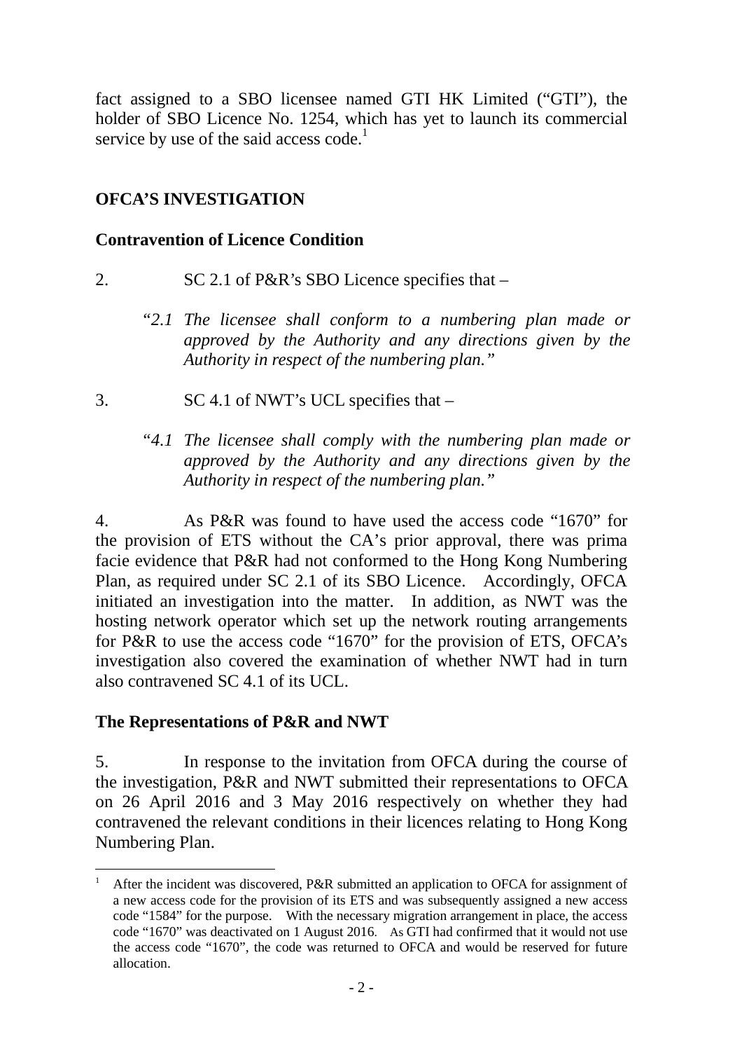fact assigned to a SBO licensee named GTI HK Limited ("GTI"), the holder of SBO Licence No. 1254, which has yet to launch its commercial service by use of the said access code.[1]

## OFCA'S INVESTIGATION

### Contravention of Licence Condition

2. SC 2.1 of P&R's SBO Licence specifies that –

> *"2.1 The licensee shall conform to a numbering plan made or approved by the Authority and any directions given by the Authority in respect of the numbering plan."*

3. SC 4.1 of NWT's UCL specifies that –

> *"4.1 The licensee shall comply with the numbering plan made or approved by the Authority and any directions given by the Authority in respect of the numbering plan."*

4. As P&R was found to have used the access code "1670" for the provision of ETS without the CA's prior approval, there was prima facie evidence that P&R had not conformed to the Hong Kong Numbering Plan, as required under SC 2.1 of its SBO Licence. Accordingly, OFCA initiated an investigation into the matter. In addition, as NWT was the hosting network operator which set up the network routing arrangements for P&R to use the access code "1670" for the provision of ETS, OFCA's investigation also covered the examination of whether NWT had in turn also contravened SC 4.1 of its UCL.

### The Representations of P&R and NWT

5. In response to the invitation from OFCA during the course of the investigation, P&R and NWT submitted their representations to OFCA on 26 April 2016 and 3 May 2016 respectively on whether they had contravened the relevant conditions in their licences relating to Hong Kong Numbering Plan.

---

[1] After the incident was discovered, P&R submitted an application to OFCA for assignment of a new access code for the provision of its ETS and was subsequently assigned a new access code "1584" for the purpose. With the necessary migration arrangement in place, the access code "1670" was deactivated on 1 August 2016. As GTI had confirmed that it would not use the access code "1670", the code was returned to OFCA and would be reserved for future allocation.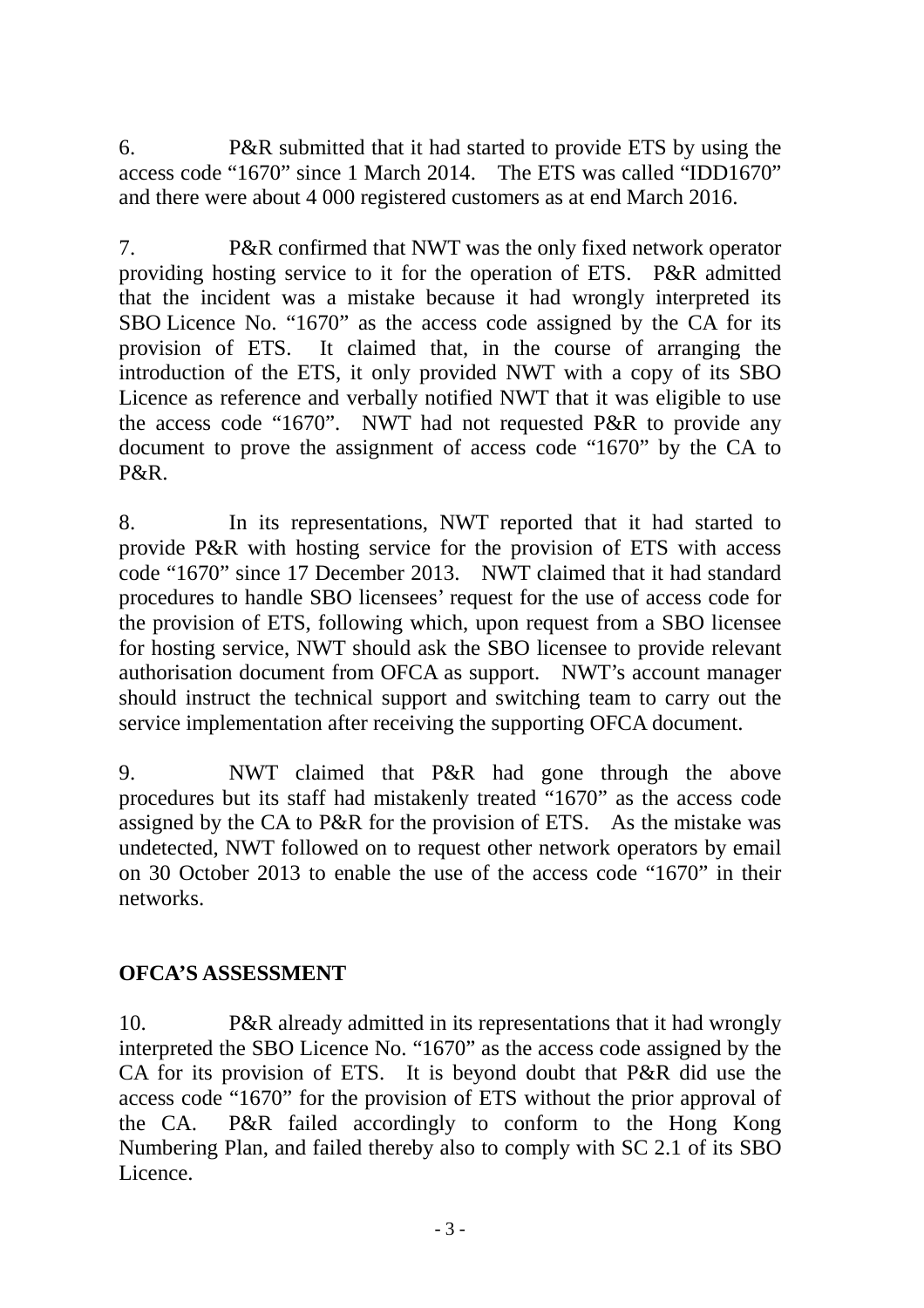6. P&R submitted that it had started to provide ETS by using the access code "1670" since 1 March 2014. The ETS was called "IDD1670" and there were about 4 000 registered customers as at end March 2016.

7. P&R confirmed that NWT was the only fixed network operator providing hosting service to it for the operation of ETS. P&R admitted that the incident was a mistake because it had wrongly interpreted its SBO Licence No. "1670" as the access code assigned by the CA for its provision of ETS. It claimed that, in the course of arranging the introduction of the ETS, it only provided NWT with a copy of its SBO Licence as reference and verbally notified NWT that it was eligible to use the access code "1670". NWT had not requested P&R to provide any document to prove the assignment of access code "1670" by the CA to P&R.

8. In its representations, NWT reported that it had started to provide P&R with hosting service for the provision of ETS with access code "1670" since 17 December 2013. NWT claimed that it had standard procedures to handle SBO licensees' request for the use of access code for the provision of ETS, following which, upon request from a SBO licensee for hosting service, NWT should ask the SBO licensee to provide relevant authorisation document from OFCA as support. NWT's account manager should instruct the technical support and switching team to carry out the service implementation after receiving the supporting OFCA document.

9. NWT claimed that P&R had gone through the above procedures but its staff had mistakenly treated "1670" as the access code assigned by the CA to P&R for the provision of ETS. As the mistake was undetected, NWT followed on to request other network operators by email on 30 October 2013 to enable the use of the access code "1670" in their networks.

## OFCA'S ASSESSMENT

10. P&R already admitted in its representations that it had wrongly interpreted the SBO Licence No. "1670" as the access code assigned by the CA for its provision of ETS. It is beyond doubt that P&R did use the access code "1670" for the provision of ETS without the prior approval of the CA. P&R failed accordingly to conform to the Hong Kong Numbering Plan, and failed thereby also to comply with SC 2.1 of its SBO Licence.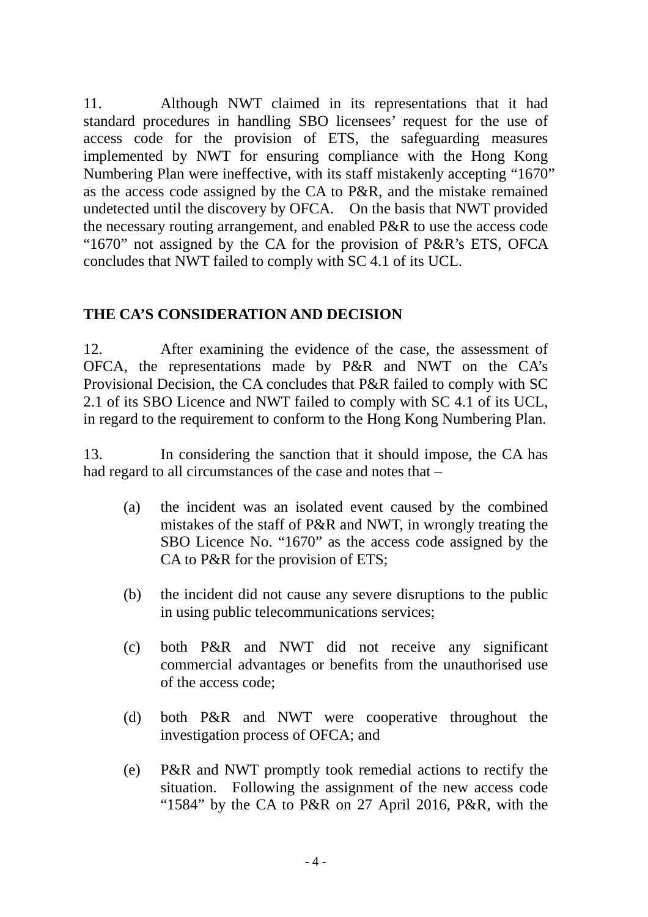11. Although NWT claimed in its representations that it had standard procedures in handling SBO licensees' request for the use of access code for the provision of ETS, the safeguarding measures implemented by NWT for ensuring compliance with the Hong Kong Numbering Plan were ineffective, with its staff mistakenly accepting "1670" as the access code assigned by the CA to P&R, and the mistake remained undetected until the discovery by OFCA. On the basis that NWT provided the necessary routing arrangement, and enabled P&R to use the access code "1670" not assigned by the CA for the provision of P&R's ETS, OFCA concludes that NWT failed to comply with SC 4.1 of its UCL.

## THE CA'S CONSIDERATION AND DECISION

12. After examining the evidence of the case, the assessment of OFCA, the representations made by P&R and NWT on the CA's Provisional Decision, the CA concludes that P&R failed to comply with SC 2.1 of its SBO Licence and NWT failed to comply with SC 4.1 of its UCL, in regard to the requirement to conform to the Hong Kong Numbering Plan.

13. In considering the sanction that it should impose, the CA has had regard to all circumstances of the case and notes that –

(a) the incident was an isolated event caused by the combined mistakes of the staff of P&R and NWT, in wrongly treating the SBO Licence No. "1670" as the access code assigned by the CA to P&R for the provision of ETS;

(b) the incident did not cause any severe disruptions to the public in using public telecommunications services;

(c) both P&R and NWT did not receive any significant commercial advantages or benefits from the unauthorised use of the access code;

(d) both P&R and NWT were cooperative throughout the investigation process of OFCA; and

(e) P&R and NWT promptly took remedial actions to rectify the situation. Following the assignment of the new access code "1584" by the CA to P&R on 27 April 2016, P&R, with the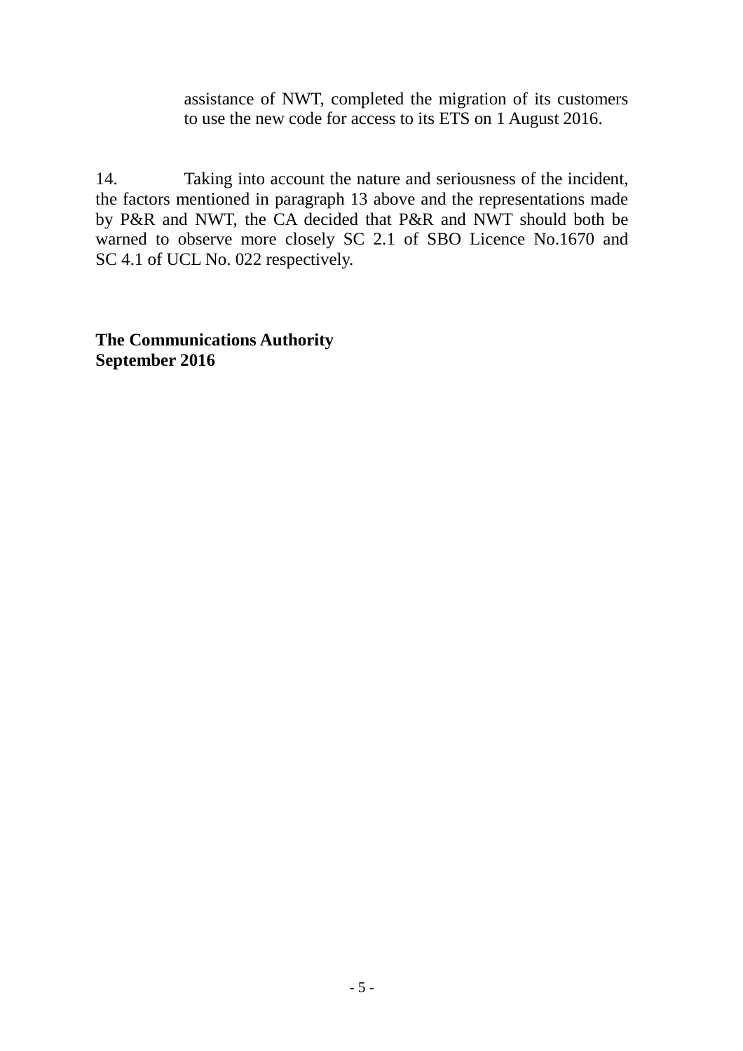assistance of NWT, completed the migration of its customers to use the new code for access to its ETS on 1 August 2016.

14. Taking into account the nature and seriousness of the incident, the factors mentioned in paragraph 13 above and the representations made by P&R and NWT, the CA decided that P&R and NWT should both be warned to observe more closely SC 2.1 of SBO Licence No.1670 and SC 4.1 of UCL No. 022 respectively.

**The Communications Authority**
**September 2016**